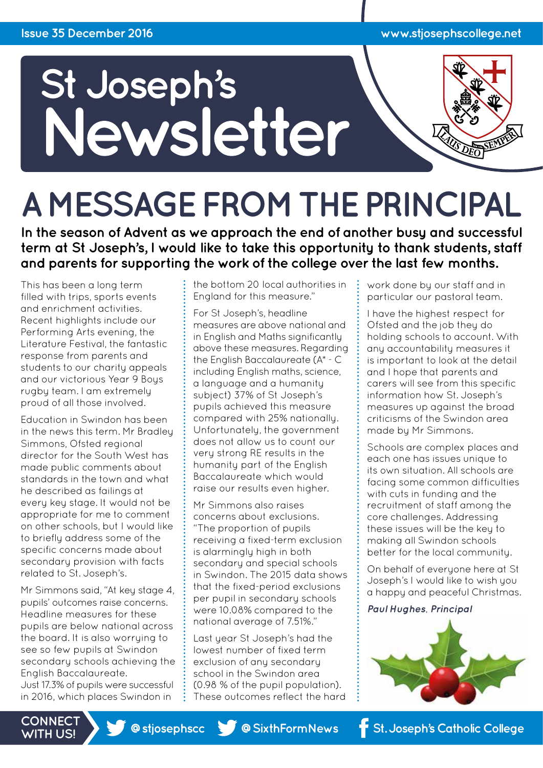# St Joseph's Newsletter

Issue 35 December 2016

## A MESSAGE FROM THE PRINCIPAL

**In the season of Advent as we approach the end of another busy and successful term at St Joseph's, I would like to take this opportunity to thank students, staff and parents for supporting the work of the college over the last few months.**

This has been a long term filled with trips, sports events and enrichment activities. Recent highlights include our Performing Arts evening, the Literature Festival, the fantastic response from parents and students to our charity appeals and our victorious Year 9 Boys rugby team. I am extremely proud of all those involved.

Education in Swindon has been in the news this term. Mr Bradley Simmons, Ofsted regional director for the South West has made public comments about standards in the town and what he described as failings at every key stage. It would not be appropriate for me to comment on other schools, but I would like to briefly address some of the specific concerns made about secondary provision with facts related to St. Joseph's.

Mr Simmons said, "At key stage 4, pupils' outcomes raise concerns. Headline measures for these pupils are below national across the board. It is also worrying to see so few pupils at Swindon secondary schools achieving the English Baccalaureate. Just 17.3% of pupils were successful in 2016, which places Swindon in the bottom 20 local authorities in England for this measure."

For St Joseph's, headline measures are above national and in English and Maths significantly above these measures. Regarding the English Baccalaureate (A* - C including English maths, science, a language and a humanity subject) 37% of St Joseph's pupils achieved this measure compared with 25% nationally. Unfortunately, the government does not allow us to count our very strong RE results in the humanity part of the English Baccalaureate which would raise our results even higher.

Mr Simmons also raises concerns about exclusions. "The proportion of pupils receiving a fixed-term exclusion is alarmingly high in both secondary and special schools in Swindon. The 2015 data shows that the fixed-period exclusions per pupil in secondary schools were 10.08% compared to the national average of 7.51%."

Last year St Joseph's had the lowest number of fixed term exclusion of any secondary school in the Swindon area (0.98 % of the pupil population). These outcomes reflect the hard work done by our staff and in particular our pastoral team.

I have the highest respect for Ofsted and the job they do holding schools to account. With any accountability measures it is important to look at the detail and I hope that parents and carers will see from this specific information how St. Joseph's measures up against the broad criticisms of the Swindon area made by Mr Simmons.

Schools are complex places and each one has issues unique to its own situation. All schools are facing some common difficulties with cuts in funding and the recruitment of staff among the core challenges. Addressing these issues will be the key to making all Swindon schools better for the local community.

On behalf of everyone here at St Joseph's I would like to wish you a happy and peaceful Christmas.

***Paul Hughes**, Principal*

CONNECT WITH US! @stjosephscc @SixthFormNews St. Joseph's Catholic College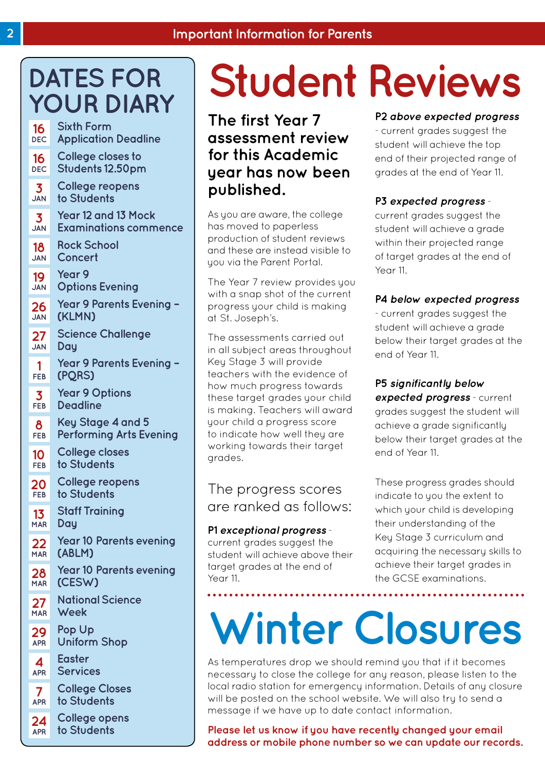# DATES FOR YOUR DIARY

| Date | Event |
| --- | --- |
| 16 DEC | Sixth Form Application Deadline |
| 16 DEC | College closes to Students 12.50pm |
| 3 JAN | College reopens to Students |
| 3 JAN | Year 12 and 13 Mock Examinations commence |
| 18 JAN | Rock School Concert |
| 19 JAN | Year 9 Options Evening |
| 26 JAN | Year 9 Parents Evening – (KLMN) |
| 27 JAN | Science Challenge Day |
| 1 FEB | Year 9 Parents Evening – (PQRS) |
| 3 FEB | Year 9 Options Deadline |
| 8 FEB | Key Stage 4 and 5 Performing Arts Evening |
| 10 FEB | College closes to Students |
| 20 FEB | College reopens to Students |
| 13 MAR | Staff Training Day |
| 22 MAR | Year 10 Parents evening (ABLM) |
| 28 MAR | Year 10 Parents evening (CESW) |
| 27 MAR | National Science Week |
| 29 APR | Pop Up Uniform Shop |
| 4 APR | Easter Services |
| 7 APR | College Closes to Students |
| 24 APR | College opens to Students |

# Student Reviews

## The first Year 7 assessment review for this Academic year has now been published.

As you are aware, the college has moved to paperless production of student reviews and these are instead visible to you via the Parent Portal.

The Year 7 review provides you with a snap shot of the current progress your child is making at St. Joseph's.

The assessments carried out in all subject areas throughout Key Stage 3 will provide teachers with the evidence of how much progress towards these target grades your child is making. Teachers will award your child a progress score to indicate how well they are working towards their target grades.

### The progress scores are ranked as follows:

**P1 *exceptional progress*** - current grades suggest the student will achieve above their target grades at the end of Year 11.

**P2 *above expected progress*** - current grades suggest the student will achieve the top end of their projected range of grades at the end of Year 11.

**P3 *expected progress*** - current grades suggest the student will achieve a grade within their projected range of target grades at the end of Year 11.

**P4 *below expected progress*** - current grades suggest the student will achieve a grade below their target grades at the end of Year 11.

**P5 *significantly below expected progress*** - current grades suggest the student will achieve a grade significantly below their target grades at the end of Year 11.

These progress grades should indicate to you the extent to which your child is developing their understanding of the Key Stage 3 curriculum and acquiring the necessary skills to achieve their target grades in the GCSE examinations.

# Winter Closures

As temperatures drop we should remind you that if it becomes necessary to close the college for any reason, please listen to the local radio station for emergency information. Details of any closure will be posted on the school website. We will also try to send a message if we have up to date contact information.

**Please let us know if you have recently changed your email address or mobile phone number so we can update our records.**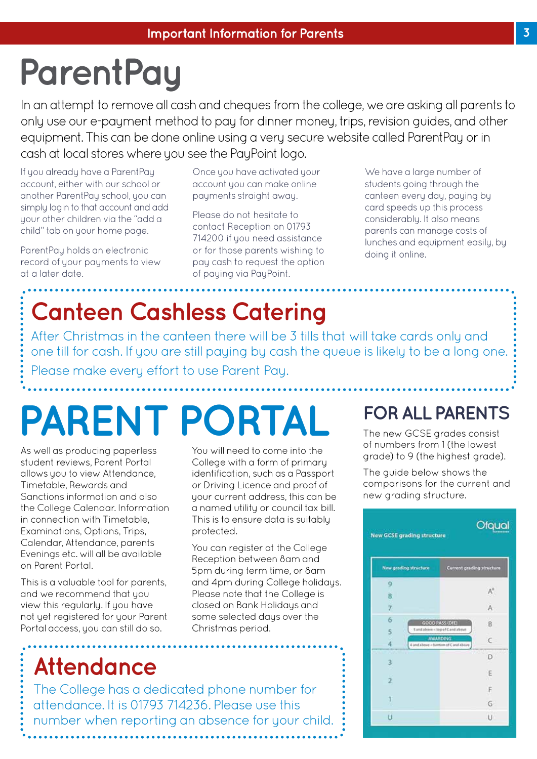# ParentPay

In an attempt to remove all cash and cheques from the college, we are asking all parents to only use our e-payment method to pay for dinner money, trips, revision guides, and other equipment. This can be done online using a very secure website called ParentPay or in cash at local stores where you see the PayPoint logo.

If you already have a ParentPay account, either with our school or another ParentPay school, you can simply login to that account and add your other children via the "add a child" tab on your home page.

ParentPay holds an electronic record of your payments to view at a later date.

Once you have activated your account you can make online payments straight away.

Please do not hesitate to contact Reception on 01793 714200 if you need assistance or for those parents wishing to pay cash to request the option of paying via PayPoint.

We have a large number of students going through the canteen every day, paying by card speeds up this process considerably. It also means parents can manage costs of lunches and equipment easily, by doing it online.

## Canteen Cashless Catering

After Christmas in the canteen there will be 3 tills that will take cards only and one till for cash. If you are still paying by cash the queue is likely to be a long one. Please make every effort to use Parent Pay.

# PARENT PORTAL

As well as producing paperless student reviews, Parent Portal allows you to view Attendance, Timetable, Rewards and Sanctions information and also the College Calendar. Information in connection with Timetable, Examinations, Options, Trips, Calendar, Attendance, parents Evenings etc. will all be available on Parent Portal.

This is a valuable tool for parents, and we recommend that you view this regularly. If you have not yet registered for your Parent Portal access, you can still do so.

You will need to come into the College with a form of primary identification, such as a Passport or Driving Licence and proof of your current address, this can be a named utility or council tax bill. This is to ensure data is suitably protected.

You can register at the College Reception between 8am and 5pm during term time, or 8am and 4pm during College holidays. Please note that the College is closed on Bank Holidays and some selected days over the Christmas period.

## Attendance

The College has a dedicated phone number for attendance. It is 01793 714236. Please use this number when reporting an absence for your child.

## FOR ALL PARENTS

The new GCSE grades consist of numbers from 1 (the lowest grade) to 9 (the highest grade).

The guide below shows the comparisons for the current and new grading structure.

**New GCSE grading structure** — Ofqual

| New grading structure | Current grading structure |
|---|---|
| 9 | A* |
| 8 | |
| 7 | A |
| 6 | B |
| 5 (GOOD PASS (DfE): 5 and above = top of C and above) | |
| 4 (AWARDING: 4 and above = bottom of C and above) | C |
| 3 | D |
| 2 | E |
| 1 | F |
| | G |
| U | U |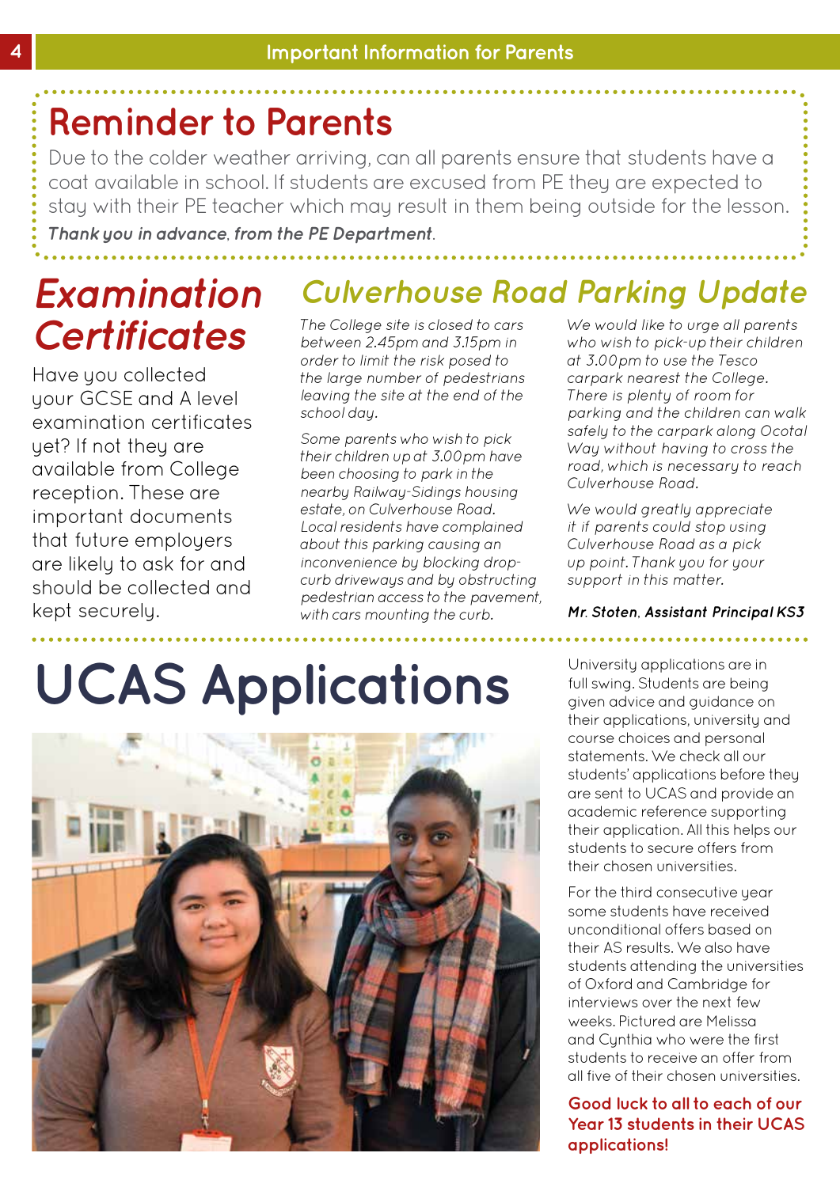## Reminder to Parents

Due to the colder weather arriving, can all parents ensure that students have a coat available in school. If students are excused from PE they are expected to stay with their PE teacher which may result in them being outside for the lesson.

***Thank you in advance, from the PE Department.***

## *Examination Certificates*

Have you collected your GCSE and A level examination certificates yet? If not they are available from College reception. These are important documents that future employers are likely to ask for and should be collected and kept securely.

## *Culverhouse Road Parking Update*

*The College site is closed to cars between 2.45pm and 3.15pm in order to limit the risk posed to the large number of pedestrians leaving the site at the end of the school day.*

*Some parents who wish to pick their children up at 3.00pm have been choosing to park in the nearby Railway-Sidings housing estate, on Culverhouse Road. Local residents have complained about this parking causing an inconvenience by blocking drop-curb driveways and by obstructing pedestrian access to the pavement, with cars mounting the curb.*

*We would like to urge all parents who wish to pick-up their children at 3.00pm to use the Tesco carpark nearest the College. There is plenty of room for parking and the children can walk safely to the carpark along Ocotal Way without having to cross the road, which is necessary to reach Culverhouse Road.*

*We would greatly appreciate it if parents could stop using Culverhouse Road as a pick up point. Thank you for your support in this matter.*

***Mr. Stoten, Assistant Principal KS3***

# UCAS Applications

University applications are in full swing. Students are being given advice and guidance on their applications, university and course choices and personal statements. We check all our students' applications before they are sent to UCAS and provide an academic reference supporting their application. All this helps our students to secure offers from their chosen universities.

For the third consecutive year some students have received unconditional offers based on their AS results. We also have students attending the universities of Oxford and Cambridge for interviews over the next few weeks. Pictured are Melissa and Cynthia who were the first students to receive an offer from all five of their chosen universities.

**Good luck to all to each of our Year 13 students in their UCAS applications!**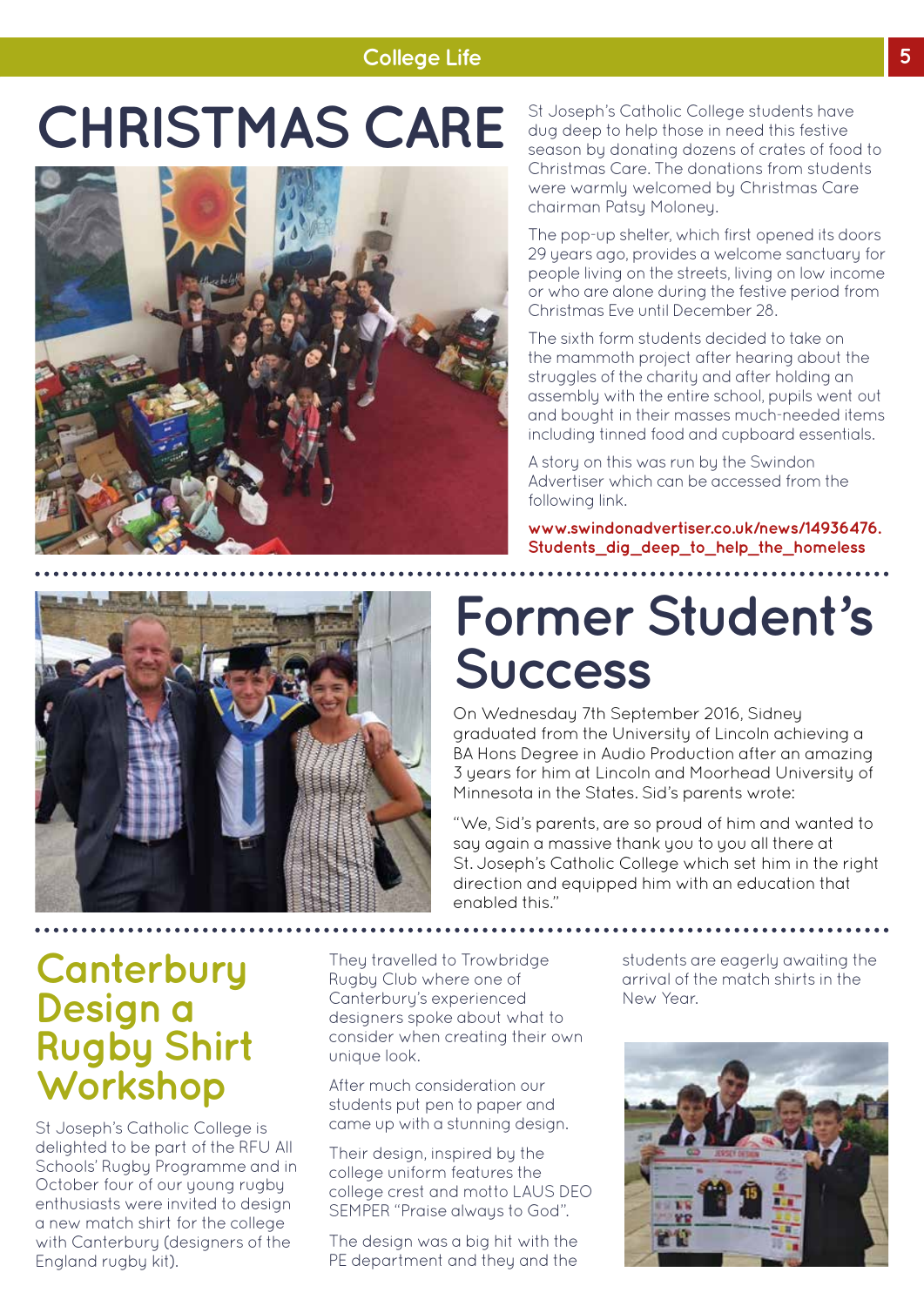# CHRISTMAS CARE

St Joseph's Catholic College students have dug deep to help those in need this festive season by donating dozens of crates of food to Christmas Care. The donations from students were warmly welcomed by Christmas Care chairman Patsy Moloney.

The pop-up shelter, which first opened its doors 29 years ago, provides a welcome sanctuary for people living on the streets, living on low income or who are alone during the festive period from Christmas Eve until December 28.

The sixth form students decided to take on the mammoth project after hearing about the struggles of the charity and after holding an assembly with the entire school, pupils went out and bought in their masses much-needed items including tinned food and cupboard essentials.

A story on this was run by the Swindon Advertiser which can be accessed from the following link.

**www.swindonadvertiser.co.uk/news/14936476.Students_dig_deep_to_help_the_homeless**

# Former Student's Success

On Wednesday 7th September 2016, Sidney graduated from the University of Lincoln achieving a BA Hons Degree in Audio Production after an amazing 3 years for him at Lincoln and Moorhead University of Minnesota in the States. Sid's parents wrote:

"We, Sid's parents, are so proud of him and wanted to say again a massive thank you to you all there at St. Joseph's Catholic College which set him in the right direction and equipped him with an education that enabled this."

# Canterbury Design a Rugby Shirt Workshop

St Joseph's Catholic College is delighted to be part of the RFU All Schools' Rugby Programme and in October four of our young rugby enthusiasts were invited to design a new match shirt for the college with Canterbury (designers of the England rugby kit).

They travelled to Trowbridge Rugby Club where one of Canterbury's experienced designers spoke about what to consider when creating their own unique look.

After much consideration our students put pen to paper and came up with a stunning design.

Their design, inspired by the college uniform features the college crest and motto LAUS DEO SEMPER "Praise always to God".

The design was a big hit with the PE department and they and the students are eagerly awaiting the arrival of the match shirts in the New Year.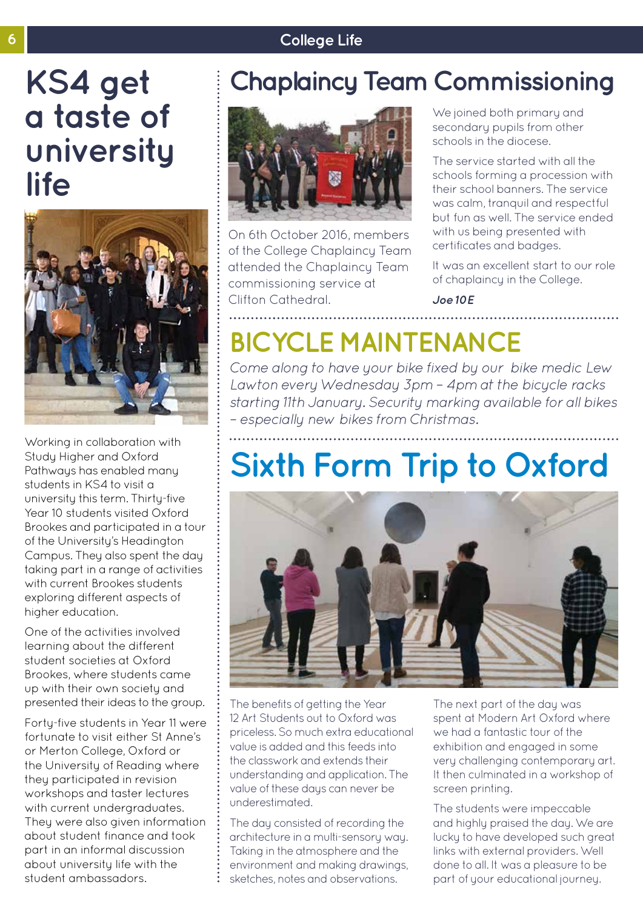# KS4 get a taste of university life

Working in collaboration with Study Higher and Oxford Pathways has enabled many students in KS4 to visit a university this term. Thirty-five Year 10 students visited Oxford Brookes and participated in a tour of the University's Headington Campus. They also spent the day taking part in a range of activities with current Brookes students exploring different aspects of higher education.

One of the activities involved learning about the different student societies at Oxford Brookes, where students came up with their own society and presented their ideas to the group.

Forty-five students in Year 11 were fortunate to visit either St Anne's or Merton College, Oxford or the University of Reading where they participated in revision workshops and taster lectures with current undergraduates. They were also given information about student finance and took part in an informal discussion about university life with the student ambassadors.

# Chaplaincy Team Commissioning

On 6th October 2016, members of the College Chaplaincy Team attended the Chaplaincy Team commissioning service at Clifton Cathedral.

We joined both primary and secondary pupils from other schools in the diocese.

The service started with all the schools forming a procession with their school banners. The service was calm, tranquil and respectful but fun as well. The service ended with us being presented with certificates and badges.

It was an excellent start to our role of chaplaincy in the College.

***Joe 10E***

# BICYCLE MAINTENANCE

*Come along to have your bike fixed by our bike medic Lew Lawton every Wednesday 3pm – 4pm at the bicycle racks starting 11th January. Security marking available for all bikes – especially new bikes from Christmas.*

# Sixth Form Trip to Oxford

The benefits of getting the Year 12 Art Students out to Oxford was priceless. So much extra educational value is added and this feeds into the classwork and extends their understanding and application. The value of these days can never be underestimated.

The day consisted of recording the architecture in a multi-sensory way. Taking in the atmosphere and the environment and making drawings, sketches, notes and observations.

The next part of the day was spent at Modern Art Oxford where we had a fantastic tour of the exhibition and engaged in some very challenging contemporary art. It then culminated in a workshop of screen printing.

The students were impeccable and highly praised the day. We are lucky to have developed such great links with external providers. Well done to all. It was a pleasure to be part of your educational journey.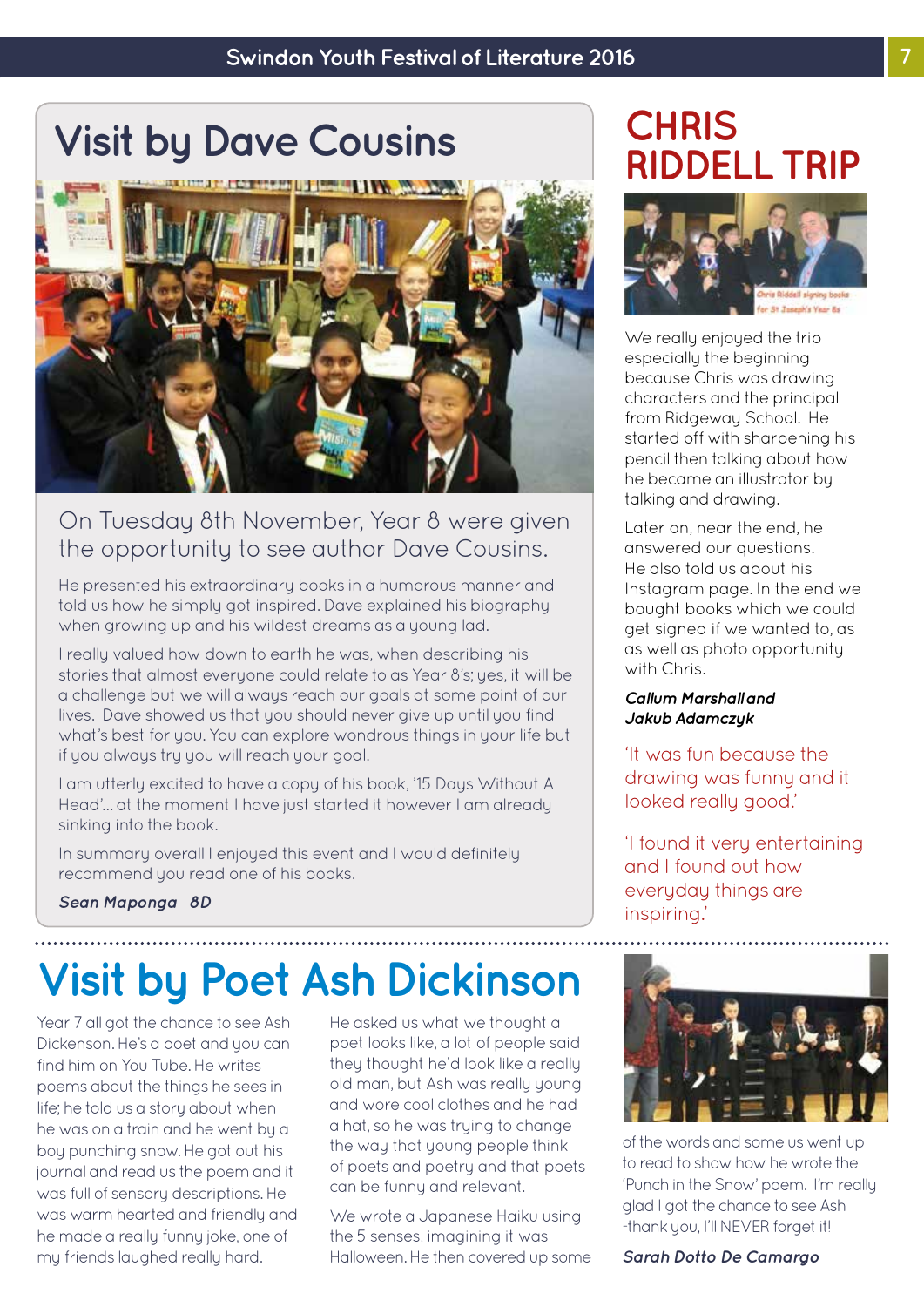## Visit by Dave Cousins

On Tuesday 8th November, Year 8 were given the opportunity to see author Dave Cousins.

He presented his extraordinary books in a humorous manner and told us how he simply got inspired. Dave explained his biography when growing up and his wildest dreams as a young lad.

I really valued how down to earth he was, when describing his stories that almost everyone could relate to as Year 8's; yes, it will be a challenge but we will always reach our goals at some point of our lives. Dave showed us that you should never give up until you find what's best for you. You can explore wondrous things in your life but if you always try you will reach your goal.

I am utterly excited to have a copy of his book, '15 Days Without A Head'... at the moment I have just started it however I am already sinking into the book.

In summary overall I enjoyed this event and I would definitely recommend you read one of his books.

***Sean Maponga 8D***

## CHRIS RIDDELL TRIP

Chris Riddell signing books for St Joseph's Year 8s

We really enjoyed the trip especially the beginning because Chris was drawing characters and the principal from Ridgeway School. He started off with sharpening his pencil then talking about how he became an illustrator by talking and drawing.

Later on, near the end, he answered our questions. He also told us about his Instagram page. In the end we bought books which we could get signed if we wanted to, as as well as photo opportunity with Chris.

***Callum Marshall and Jakub Adamczyk***

'It was fun because the drawing was funny and it looked really good.'

'I found it very entertaining and I found out how everyday things are inspiring.'

## Visit by Poet Ash Dickinson

Year 7 all got the chance to see Ash Dickenson. He's a poet and you can find him on You Tube. He writes poems about the things he sees in life; he told us a story about when he was on a train and he went by a boy punching snow. He got out his journal and read us the poem and it was full of sensory descriptions. He was warm hearted and friendly and he made a really funny joke, one of my friends laughed really hard.

He asked us what we thought a poet looks like, a lot of people said they thought he'd look like a really old man, but Ash was really young and wore cool clothes and he had a hat, so he was trying to change the way that young people think of poets and poetry and that poets can be funny and relevant.

We wrote a Japanese Haiku using the 5 senses, imagining it was Halloween. He then covered up some of the words and some us went up to read to show how he wrote the 'Punch in the Snow' poem. I'm really glad I got the chance to see Ash -thank you, I'll NEVER forget it!

***Sarah Dotto De Camargo***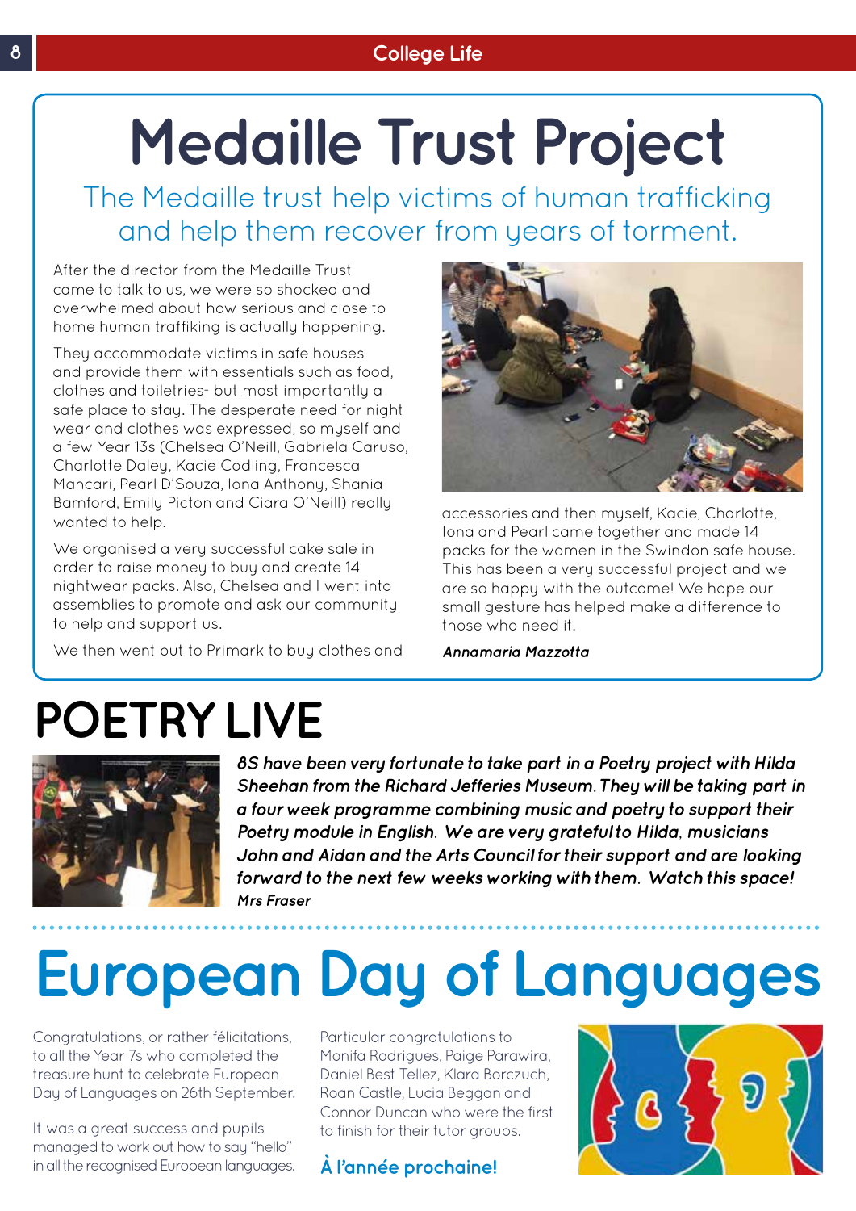# Medaille Trust Project

## The Medaille trust help victims of human trafficking and help them recover from years of torment.

After the director from the Medaille Trust came to talk to us, we were so shocked and overwhelmed about how serious and close to home human traffiking is actually happening.

They accommodate victims in safe houses and provide them with essentials such as food, clothes and toiletries- but most importantly a safe place to stay. The desperate need for night wear and clothes was expressed, so myself and a few Year 13s (Chelsea O'Neill, Gabriela Caruso, Charlotte Daley, Kacie Codling, Francesca Mancari, Pearl D'Souza, Iona Anthony, Shania Bamford, Emily Picton and Ciara O'Neill) really wanted to help.

We organised a very successful cake sale in order to raise money to buy and create 14 nightwear packs. Also, Chelsea and I went into assemblies to promote and ask our community to help and support us.

We then went out to Primark to buy clothes and accessories and then myself, Kacie, Charlotte, Iona and Pearl came together and made 14 packs for the women in the Swindon safe house. This has been a very successful project and we are so happy with the outcome! We hope our small gesture has helped make a difference to those who need it.

***Annamaria Mazzotta***

# POETRY LIVE

***8S have been very fortunate to take part in a Poetry project with Hilda Sheehan from the Richard Jefferies Museum. They will be taking part in a four week programme combining music and poetry to support their Poetry module in English. We are very grateful to Hilda, musicians John and Aidan and the Arts Council for their support and are looking forward to the next few weeks working with them. Watch this space!***

***Mrs Fraser***

# European Day of Languages

Congratulations, or rather félicitations, to all the Year 7s who completed the treasure hunt to celebrate European Day of Languages on 26th September.

It was a great success and pupils managed to work out how to say "hello" in all the recognised European languages.

Particular congratulations to Monifa Rodrigues, Paige Parawira, Daniel Best Tellez, Klara Borczuch, Roan Castle, Lucia Beggan and Connor Duncan who were the first to finish for their tutor groups.

**À l'année prochaine!**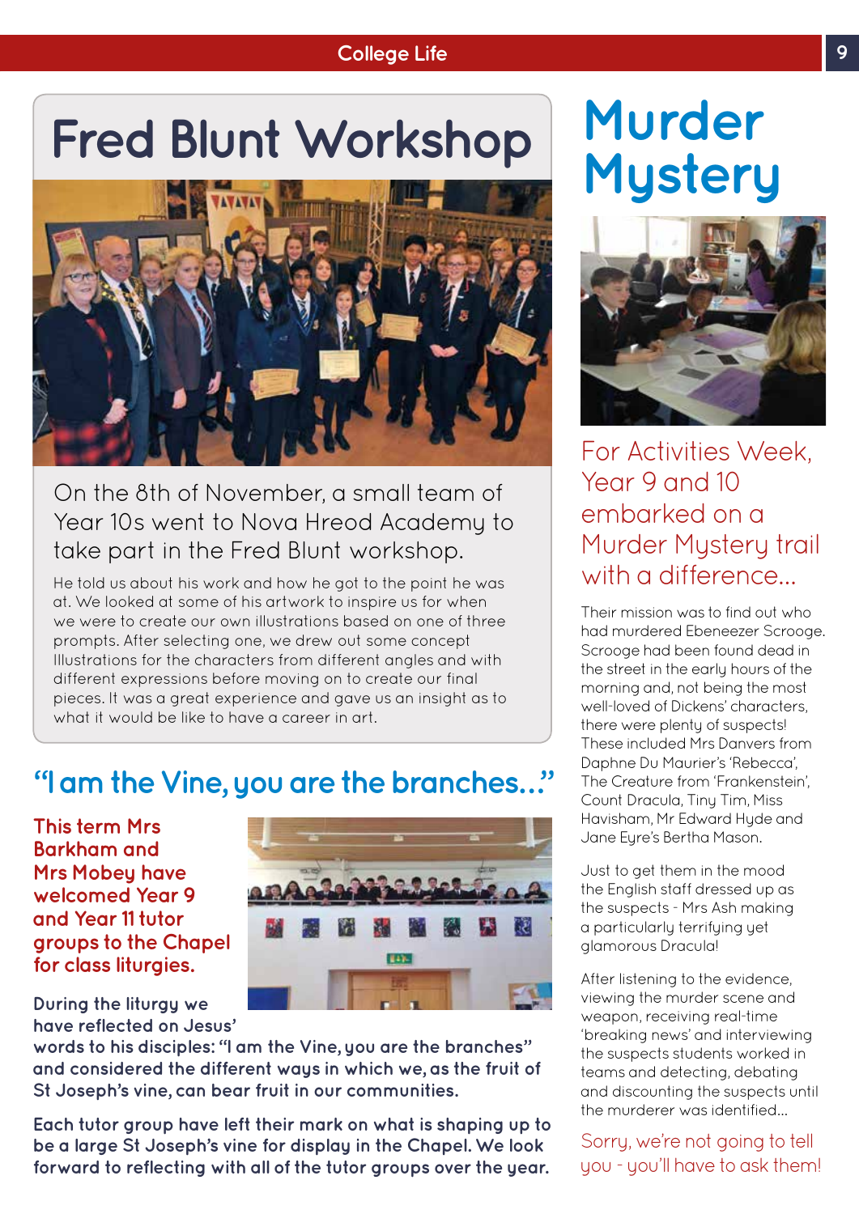# Fred Blunt Workshop

On the 8th of November, a small team of Year 10s went to Nova Hreod Academy to take part in the Fred Blunt workshop.

He told us about his work and how he got to the point he was at. We looked at some of his artwork to inspire us for when we were to create our own illustrations based on one of three prompts. After selecting one, we drew out some concept Illustrations for the characters from different angles and with different expressions before moving on to create our final pieces. It was a great experience and gave us an insight as to what it would be like to have a career in art.

## "I am the Vine, you are the branches..."

**This term Mrs Barkham and Mrs Mobey have welcomed Year 9 and Year 11 tutor groups to the Chapel for class liturgies.**

**During the liturgy we have reflected on Jesus' words to his disciples: "I am the Vine, you are the branches" and considered the different ways in which we, as the fruit of St Joseph's vine, can bear fruit in our communities.**

**Each tutor group have left their mark on what is shaping up to be a large St Joseph's vine for display in the Chapel. We look forward to reflecting with all of the tutor groups over the year.**

# Murder Mystery

## For Activities Week, Year 9 and 10 embarked on a Murder Mystery trail with a difference...

Their mission was to find out who had murdered Ebeneezer Scrooge. Scrooge had been found dead in the street in the early hours of the morning and, not being the most well-loved of Dickens' characters, there were plenty of suspects! These included Mrs Danvers from Daphne Du Maurier's 'Rebecca', The Creature from 'Frankenstein', Count Dracula, Tiny Tim, Miss Havisham, Mr Edward Hyde and Jane Eyre's Bertha Mason.

Just to get them in the mood the English staff dressed up as the suspects - Mrs Ash making a particularly terrifying yet glamorous Dracula!

After listening to the evidence, viewing the murder scene and weapon, receiving real-time 'breaking news' and interviewing the suspects students worked in teams and detecting, debating and discounting the suspects until the murderer was identified...

Sorry, we're not going to tell you - you'll have to ask them!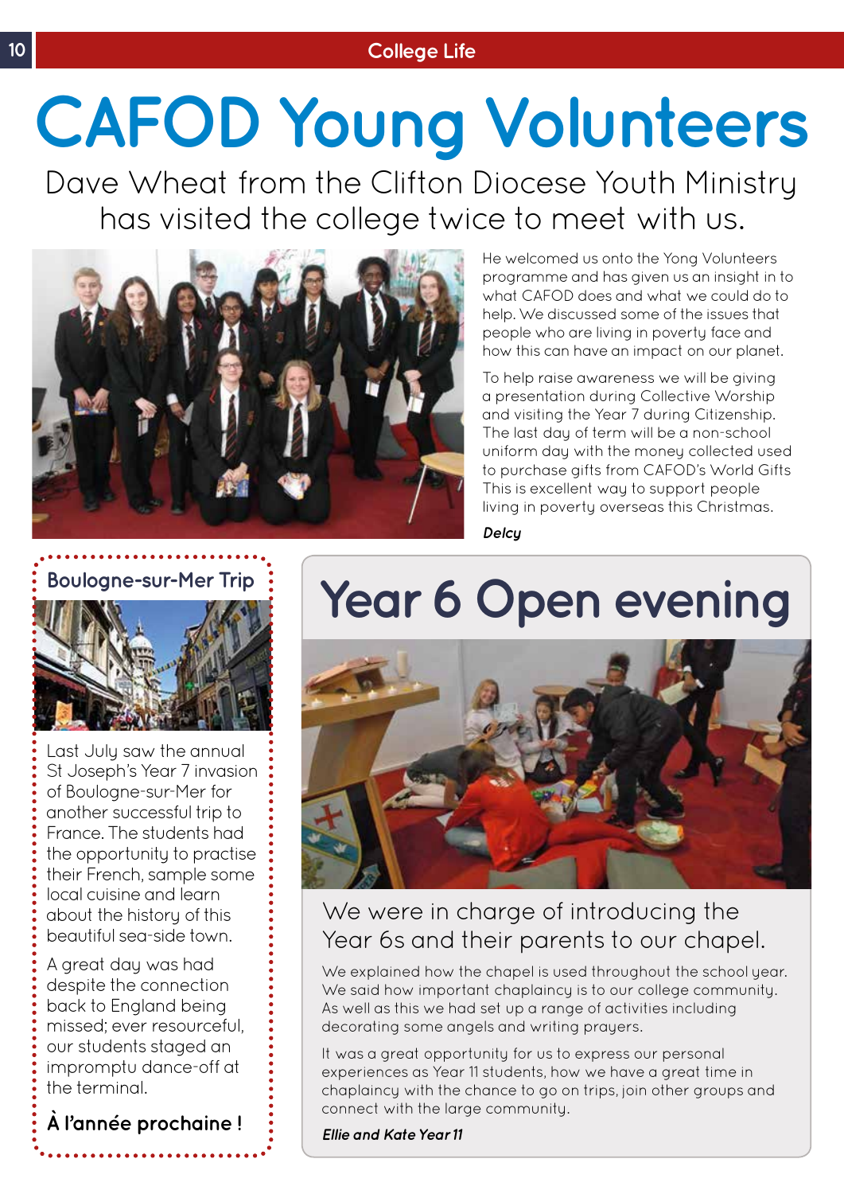# CAFOD Young Volunteers

Dave Wheat from the Clifton Diocese Youth Ministry has visited the college twice to meet with us.

He welcomed us onto the Yong Volunteers programme and has given us an insight in to what CAFOD does and what we could do to help. We discussed some of the issues that people who are living in poverty face and how this can have an impact on our planet.

To help raise awareness we will be giving a presentation during Collective Worship and visiting the Year 7 during Citizenship. The last day of term will be a non-school uniform day with the money collected used to purchase gifts from CAFOD's World Gifts This is excellent way to support people living in poverty overseas this Christmas.

***Delcy***

## Boulogne-sur-Mer Trip

Last July saw the annual St Joseph's Year 7 invasion of Boulogne-sur-Mer for another successful trip to France. The students had the opportunity to practise their French, sample some local cuisine and learn about the history of this beautiful sea-side town.

A great day was had despite the connection back to England being missed; ever resourceful, our students staged an impromptu dance-off at the terminal.

**À l'année prochaine !**

# Year 6 Open evening

We were in charge of introducing the Year 6s and their parents to our chapel.

We explained how the chapel is used throughout the school year. We said how important chaplaincy is to our college community. As well as this we had set up a range of activities including decorating some angels and writing prayers.

It was a great opportunity for us to express our personal experiences as Year 11 students, how we have a great time in chaplaincy with the chance to go on trips, join other groups and connect with the large community.

***Ellie and Kate Year 11***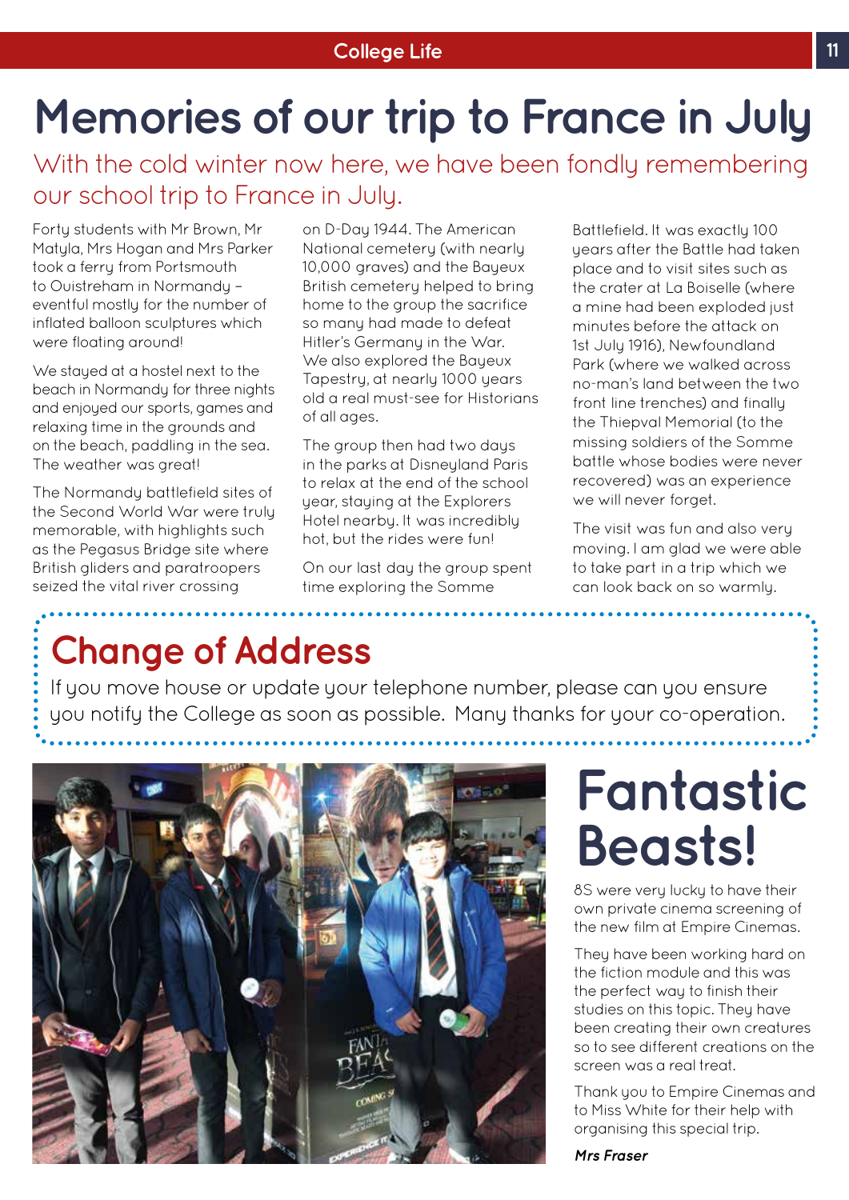# Memories of our trip to France in July

With the cold winter now here, we have been fondly remembering our school trip to France in July.

Forty students with Mr Brown, Mr Matyla, Mrs Hogan and Mrs Parker took a ferry from Portsmouth to Ouistreham in Normandy – eventful mostly for the number of inflated balloon sculptures which were floating around!

We stayed at a hostel next to the beach in Normandy for three nights and enjoyed our sports, games and relaxing time in the grounds and on the beach, paddling in the sea. The weather was great!

The Normandy battlefield sites of the Second World War were truly memorable, with highlights such as the Pegasus Bridge site where British gliders and paratroopers seized the vital river crossing on D-Day 1944. The American National cemetery (with nearly 10,000 graves) and the Bayeux British cemetery helped to bring home to the group the sacrifice so many had made to defeat Hitler's Germany in the War. We also explored the Bayeux Tapestry, at nearly 1000 years old a real must-see for Historians of all ages.

The group then had two days in the parks at Disneyland Paris to relax at the end of the school year, staying at the Explorers Hotel nearby. It was incredibly hot, but the rides were fun!

On our last day the group spent time exploring the Somme Battlefield. It was exactly 100 years after the Battle had taken place and to visit sites such as the crater at La Boiselle (where a mine had been exploded just minutes before the attack on 1st July 1916), Newfoundland Park (where we walked across no-man's land between the two front line trenches) and finally the Thiepval Memorial (to the missing soldiers of the Somme battle whose bodies were never recovered) was an experience we will never forget.

The visit was fun and also very moving. I am glad we were able to take part in a trip which we can look back on so warmly.

## Change of Address

If you move house or update your telephone number, please can you ensure you notify the College as soon as possible. Many thanks for your co-operation.

# Fantastic Beasts!

8S were very lucky to have their own private cinema screening of the new film at Empire Cinemas.

They have been working hard on the fiction module and this was the perfect way to finish their studies on this topic. They have been creating their own creatures so to see different creations on the screen was a real treat.

Thank you to Empire Cinemas and to Miss White for their help with organising this special trip.

***Mrs Fraser***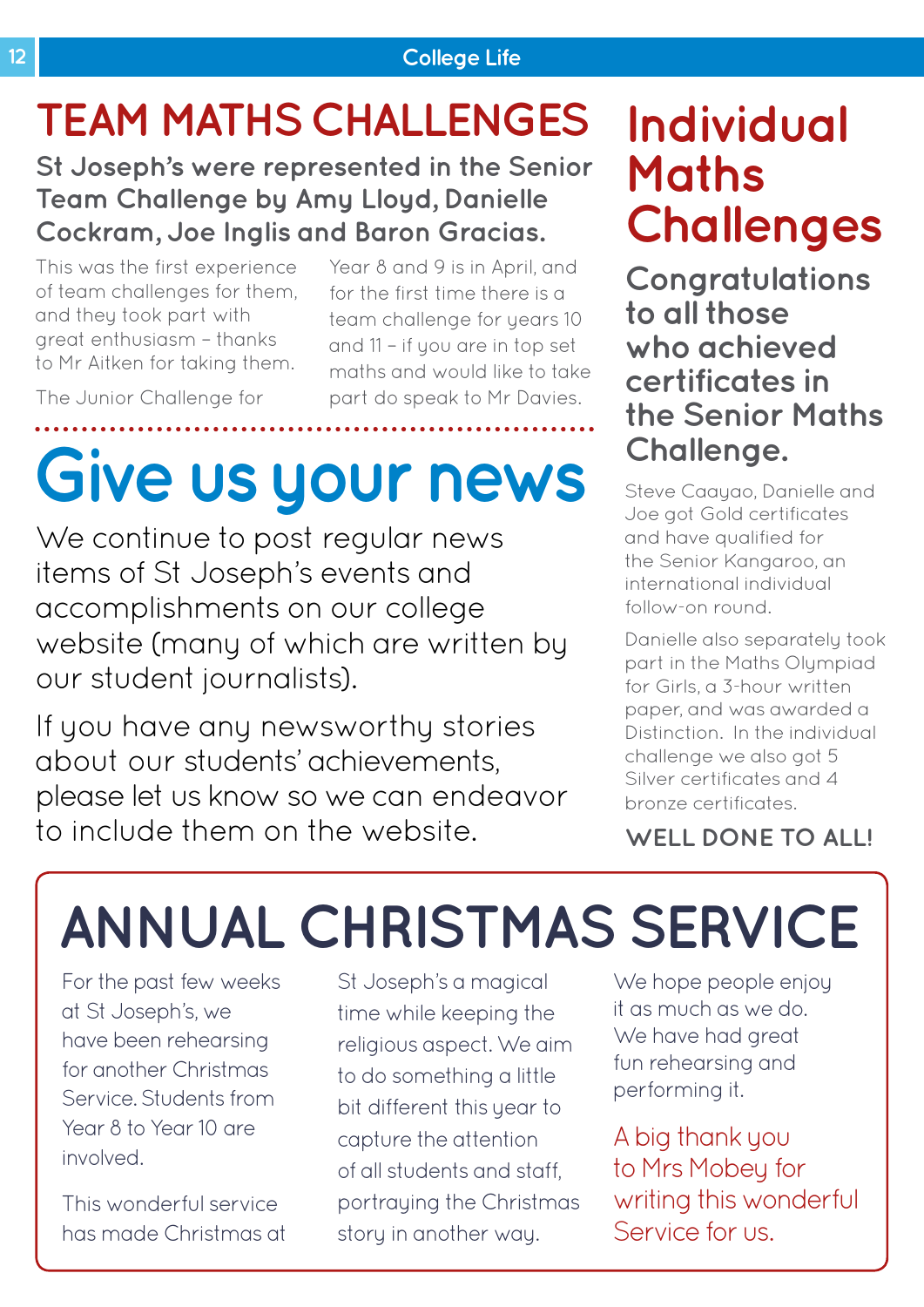# TEAM MATHS CHALLENGES

**St Joseph's were represented in the Senior Team Challenge by Amy Lloyd, Danielle Cockram, Joe Inglis and Baron Gracias.**

This was the first experience of team challenges for them, and they took part with great enthusiasm – thanks to Mr Aitken for taking them.

The Junior Challenge for Year 8 and 9 is in April, and for the first time there is a team challenge for years 10 and 11 – if you are in top set maths and would like to take part do speak to Mr Davies.

# Give us your news

We continue to post regular news items of St Joseph's events and accomplishments on our college website (many of which are written by our student journalists).

If you have any newsworthy stories about our students' achievements, please let us know so we can endeavor to include them on the website.

# Individual Maths Challenges

## Congratulations to all those who achieved certificates in the Senior Maths Challenge.

Steve Caayao, Danielle and Joe got Gold certificates and have qualified for the Senior Kangaroo, an international individual follow-on round.

Danielle also separately took part in the Maths Olympiad for Girls, a 3-hour written paper, and was awarded a Distinction. In the individual challenge we also got 5 Silver certificates and 4 bronze certificates.

**WELL DONE TO ALL!**

# ANNUAL CHRISTMAS SERVICE

For the past few weeks at St Joseph's, we have been rehearsing for another Christmas Service. Students from Year 8 to Year 10 are involved.

This wonderful service has made Christmas at St Joseph's a magical time while keeping the religious aspect. We aim to do something a little bit different this year to capture the attention of all students and staff, portraying the Christmas story in another way.

We hope people enjoy it as much as we do. We have had great fun rehearsing and performing it.

A big thank you to Mrs Mobey for writing this wonderful Service for us.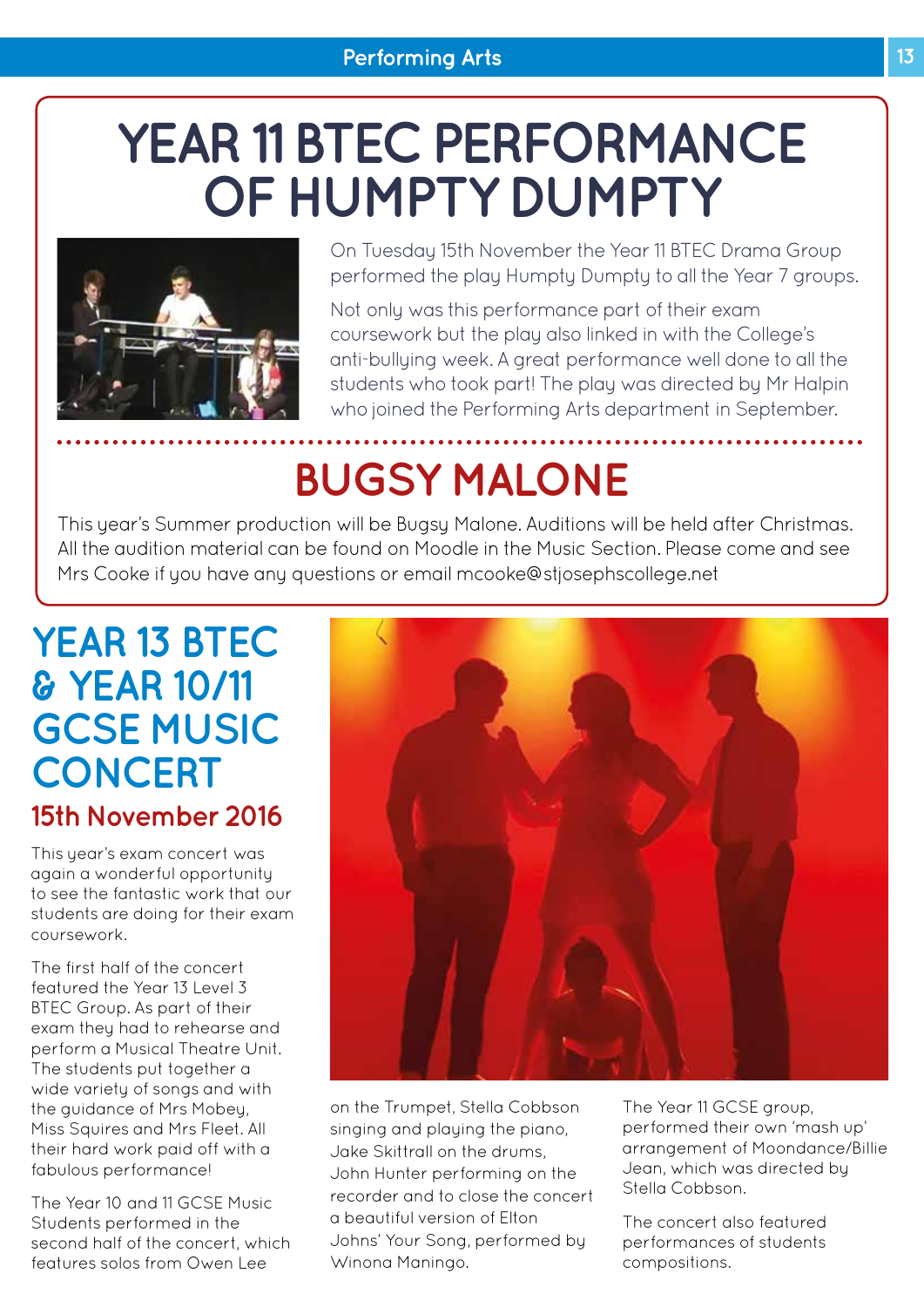# YEAR 11 BTEC PERFORMANCE OF HUMPTY DUMPTY

On Tuesday 15th November the Year 11 BTEC Drama Group performed the play Humpty Dumpty to all the Year 7 groups.

Not only was this performance part of their exam coursework but the play also linked in with the College's anti-bullying week. A great performance well done to all the students who took part! The play was directed by Mr Halpin who joined the Performing Arts department in September.

# BUGSY MALONE

This year's Summer production will be Bugsy Malone. Auditions will be held after Christmas. All the audition material can be found on Moodle in the Music Section. Please come and see Mrs Cooke if you have any questions or email mcooke@stjosephscollege.net

# YEAR 13 BTEC & YEAR 10/11 GCSE MUSIC CONCERT

## 15th November 2016

This year's exam concert was again a wonderful opportunity to see the fantastic work that our students are doing for their exam coursework.

The first half of the concert featured the Year 13 Level 3 BTEC Group. As part of their exam they had to rehearse and perform a Musical Theatre Unit. The students put together a wide variety of songs and with the guidance of Mrs Mobey, Miss Squires and Mrs Fleet. All their hard work paid off with a fabulous performance!

The Year 10 and 11 GCSE Music Students performed in the second half of the concert, which features solos from Owen Lee on the Trumpet, Stella Cobbson singing and playing the piano, Jake Skittrall on the drums, John Hunter performing on the recorder and to close the concert a beautiful version of Elton Johns' Your Song, performed by Winona Maningo.

The Year 11 GCSE group, performed their own 'mash up' arrangement of Moondance/Billie Jean, which was directed by Stella Cobbson.

The concert also featured performances of students compositions.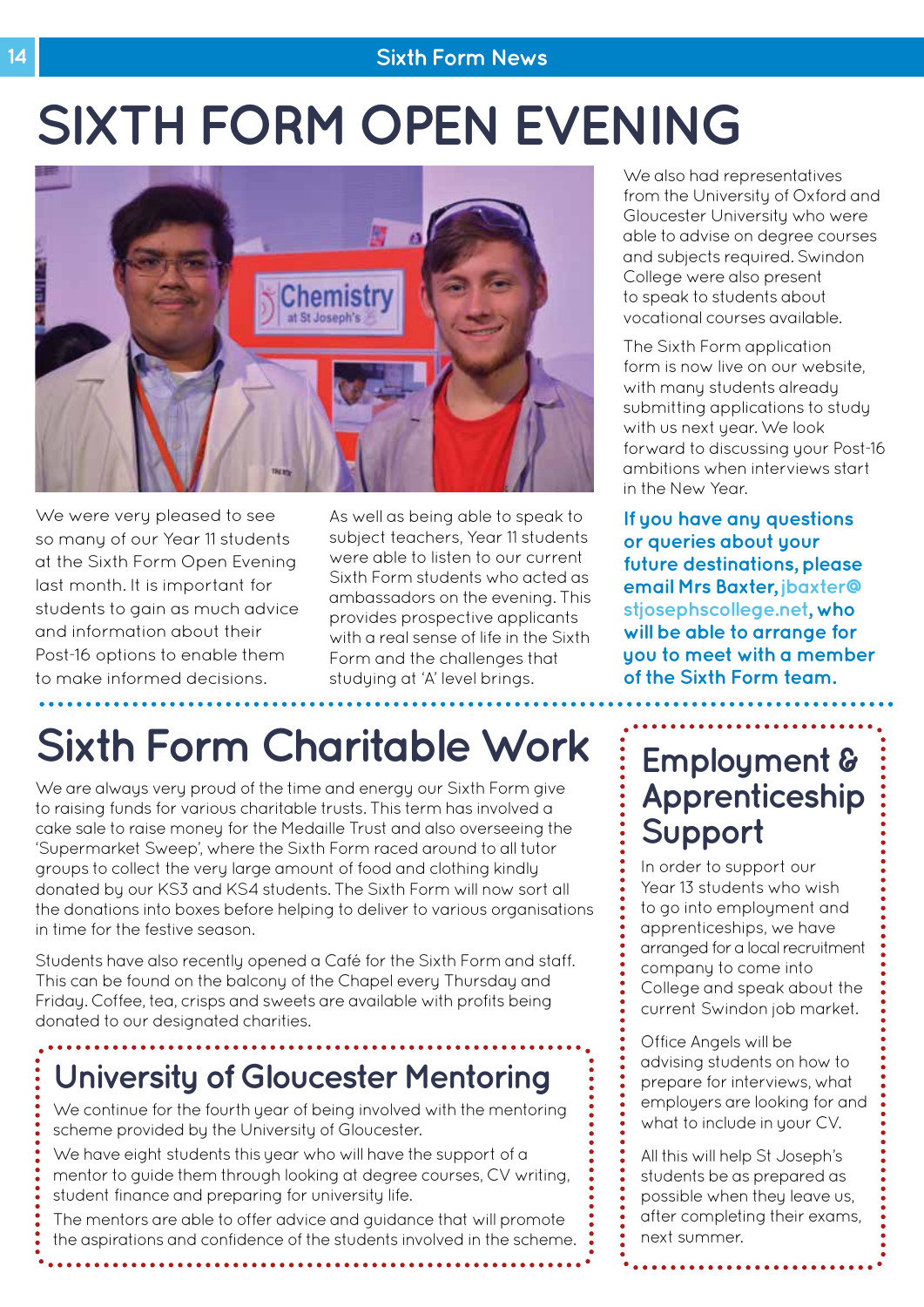# SIXTH FORM OPEN EVENING

We were very pleased to see so many of our Year 11 students at the Sixth Form Open Evening last month. It is important for students to gain as much advice and information about their Post-16 options to enable them to make informed decisions.

As well as being able to speak to subject teachers, Year 11 students were able to listen to our current Sixth Form students who acted as ambassadors on the evening. This provides prospective applicants with a real sense of life in the Sixth Form and the challenges that studying at 'A' level brings.

We also had representatives from the University of Oxford and Gloucester University who were able to advise on degree courses and subjects required. Swindon College were also present to speak to students about vocational courses available.

The Sixth Form application form is now live on our website, with many students already submitting applications to study with us next year. We look forward to discussing your Post-16 ambitions when interviews start in the New Year.

**If you have any questions or queries about your future destinations, please email Mrs Baxter, jbaxter@stjosephscollege.net, who will be able to arrange for you to meet with a member of the Sixth Form team.**

## Sixth Form Charitable Work

We are always very proud of the time and energy our Sixth Form give to raising funds for various charitable trusts. This term has involved a cake sale to raise money for the Medaille Trust and also overseeing the 'Supermarket Sweep', where the Sixth Form raced around to all tutor groups to collect the very large amount of food and clothing kindly donated by our KS3 and KS4 students. The Sixth Form will now sort all the donations into boxes before helping to deliver to various organisations in time for the festive season.

Students have also recently opened a Café for the Sixth Form and staff. This can be found on the balcony of the Chapel every Thursday and Friday. Coffee, tea, crisps and sweets are available with profits being donated to our designated charities.

## University of Gloucester Mentoring

We continue for the fourth year of being involved with the mentoring scheme provided by the University of Gloucester.

We have eight students this year who will have the support of a mentor to guide them through looking at degree courses, CV writing, student finance and preparing for university life.

The mentors are able to offer advice and guidance that will promote the aspirations and confidence of the students involved in the scheme.

## Employment & Apprenticeship Support

In order to support our Year 13 students who wish to go into employment and apprenticeships, we have arranged for a local recruitment company to come into College and speak about the current Swindon job market.

Office Angels will be advising students on how to prepare for interviews, what employers are looking for and what to include in your CV.

All this will help St Joseph's students be as prepared as possible when they leave us, after completing their exams, next summer.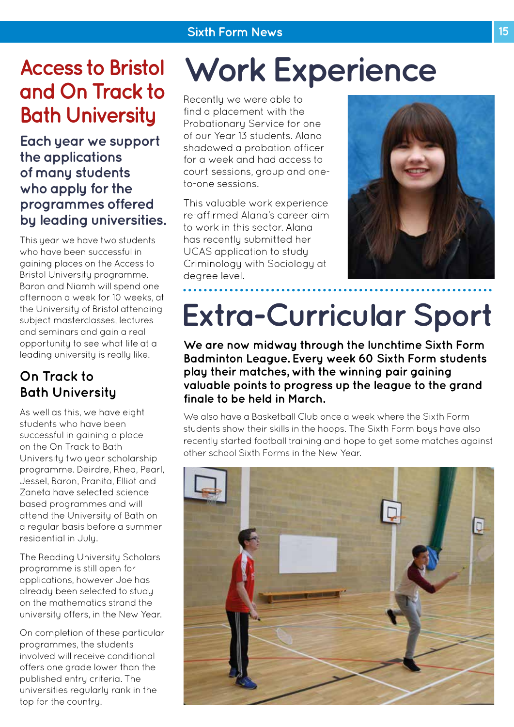# Access to Bristol and On Track to Bath University

## Each year we support the applications of many students who apply for the programmes offered by leading universities.

This year we have two students who have been successful in gaining places on the Access to Bristol University programme. Baron and Niamh will spend one afternoon a week for 10 weeks, at the University of Bristol attending subject masterclasses, lectures and seminars and gain a real opportunity to see what life at a leading university is really like.

### On Track to Bath University

As well as this, we have eight students who have been successful in gaining a place on the On Track to Bath University two year scholarship programme. Deirdre, Rhea, Pearl, Jessel, Baron, Pranita, Elliot and Zaneta have selected science based programmes and will attend the University of Bath on a regular basis before a summer residential in July.

The Reading University Scholars programme is still open for applications, however Joe has already been selected to study on the mathematics strand the university offers, in the New Year.

On completion of these particular programmes, the students involved will receive conditional offers one grade lower than the published entry criteria. The universities regularly rank in the top for the country.

# Work Experience

Recently we were able to find a placement with the Probationary Service for one of our Year 13 students. Alana shadowed a probation officer for a week and had access to court sessions, group and one-to-one sessions.

This valuable work experience re-affirmed Alana's career aim to work in this sector. Alana has recently submitted her UCAS application to study Criminology with Sociology at degree level.

# Extra-Curricular Sport

**We are now midway through the lunchtime Sixth Form Badminton League. Every week 60 Sixth Form students play their matches, with the winning pair gaining valuable points to progress up the league to the grand finale to be held in March.**

We also have a Basketball Club once a week where the Sixth Form students show their skills in the hoops. The Sixth Form boys have also recently started football training and hope to get some matches against other school Sixth Forms in the New Year.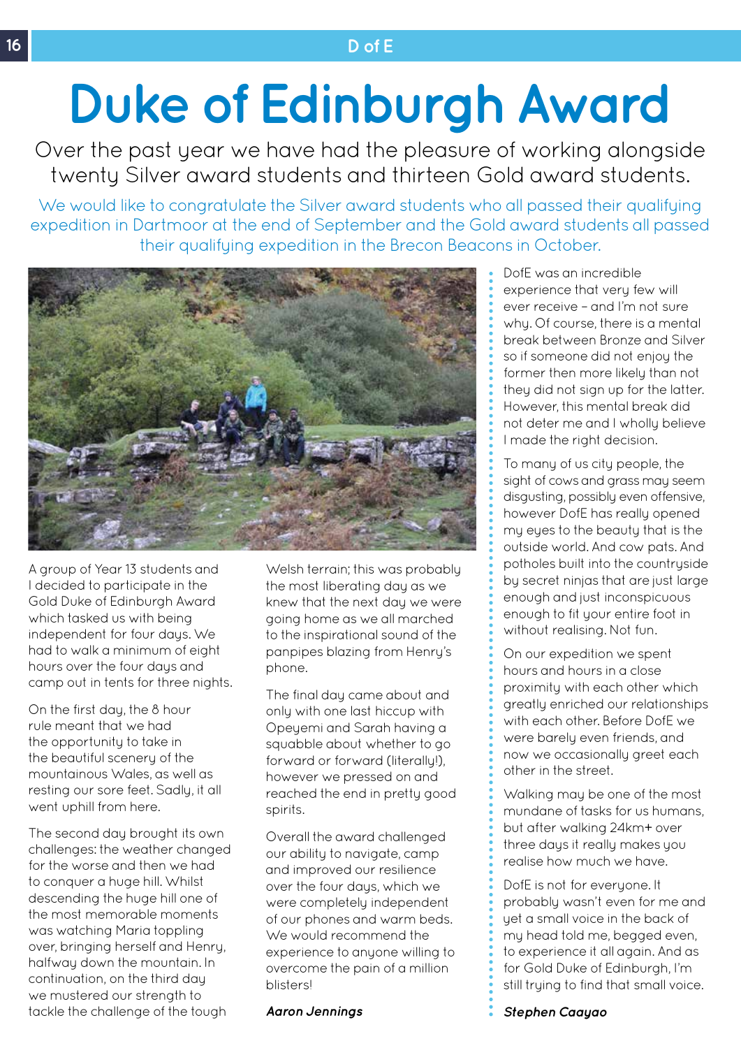# Duke of Edinburgh Award

Over the past year we have had the pleasure of working alongside twenty Silver award students and thirteen Gold award students.

We would like to congratulate the Silver award students who all passed their qualifying expedition in Dartmoor at the end of September and the Gold award students all passed their qualifying expedition in the Brecon Beacons in October.

A group of Year 13 students and I decided to participate in the Gold Duke of Edinburgh Award which tasked us with being independent for four days. We had to walk a minimum of eight hours over the four days and camp out in tents for three nights.

On the first day, the 8 hour rule meant that we had the opportunity to take in the beautiful scenery of the mountainous Wales, as well as resting our sore feet. Sadly, it all went uphill from here.

The second day brought its own challenges: the weather changed for the worse and then we had to conquer a huge hill. Whilst descending the huge hill one of the most memorable moments was watching Maria toppling over, bringing herself and Henry, halfway down the mountain. In continuation, on the third day we mustered our strength to tackle the challenge of the tough Welsh terrain; this was probably the most liberating day as we knew that the next day we were going home as we all marched to the inspirational sound of the panpipes blazing from Henry's phone.

The final day came about and only with one last hiccup with Opeyemi and Sarah having a squabble about whether to go forward or forward (literally!), however we pressed on and reached the end in pretty good spirits.

Overall the award challenged our ability to navigate, camp and improved our resilience over the four days, which we were completely independent of our phones and warm beds. We would recommend the experience to anyone willing to overcome the pain of a million blisters!

***Aaron Jennings***

DofE was an incredible experience that very few will ever receive – and I'm not sure why. Of course, there is a mental break between Bronze and Silver so if someone did not enjoy the former then more likely than not they did not sign up for the latter. However, this mental break did not deter me and I wholly believe I made the right decision.

To many of us city people, the sight of cows and grass may seem disgusting, possibly even offensive, however DofE has really opened my eyes to the beauty that is the outside world. And cow pats. And potholes built into the countryside by secret ninjas that are just large enough and just inconspicuous enough to fit your entire foot in without realising. Not fun.

On our expedition we spent hours and hours in a close proximity with each other which greatly enriched our relationships with each other. Before DofE we were barely even friends, and now we occasionally greet each other in the street.

Walking may be one of the most mundane of tasks for us humans, but after walking 24km+ over three days it really makes you realise how much we have.

DofE is not for everyone. It probably wasn't even for me and yet a small voice in the back of my head told me, begged even, to experience it all again. And as for Gold Duke of Edinburgh, I'm still trying to find that small voice.

***Stephen Caayao***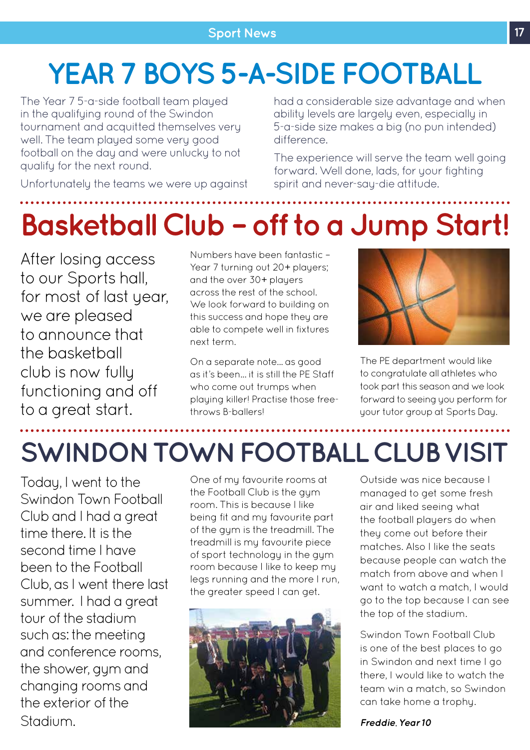# YEAR 7 BOYS 5-A-SIDE FOOTBALL

The Year 7 5-a-side football team played in the qualifying round of the Swindon tournament and acquitted themselves very well. The team played some very good football on the day and were unlucky to not qualify for the next round.

Unfortunately the teams we were up against had a considerable size advantage and when ability levels are largely even, especially in 5-a-side size makes a big (no pun intended) difference.

The experience will serve the team well going forward. Well done, lads, for your fighting spirit and never-say-die attitude.

# Basketball Club – off to a Jump Start!

After losing access to our Sports hall, for most of last year, we are pleased to announce that the basketball club is now fully functioning and off to a great start.

Numbers have been fantastic – Year 7 turning out 20+ players; and the over 30+ players across the rest of the school. We look forward to building on this success and hope they are able to compete well in fixtures next term.

On a separate note… as good as it's been… it is still the PE Staff who come out trumps when playing killer! Practise those free-throws B-ballers!

The PE department would like to congratulate all athletes who took part this season and we look forward to seeing you perform for your tutor group at Sports Day.

# SWINDON TOWN FOOTBALL CLUB VISIT

Today, I went to the Swindon Town Football Club and I had a great time there. It is the second time I have been to the Football Club, as I went there last summer. I had a great tour of the stadium such as: the meeting and conference rooms, the shower, gym and changing rooms and the exterior of the Stadium.

One of my favourite rooms at the Football Club is the gym room. This is because I like being fit and my favourite part of the gym is the treadmill. The treadmill is my favourite piece of sport technology in the gym room because I like to keep my legs running and the more I run, the greater speed I can get.

Outside was nice because I managed to get some fresh air and liked seeing what the football players do when they come out before their matches. Also I like the seats because people can watch the match from above and when I want to watch a match, I would go to the top because I can see the top of the stadium.

Swindon Town Football Club is one of the best places to go in Swindon and next time I go there, I would like to watch the team win a match, so Swindon can take home a trophy.

***Freddie**, Year 10*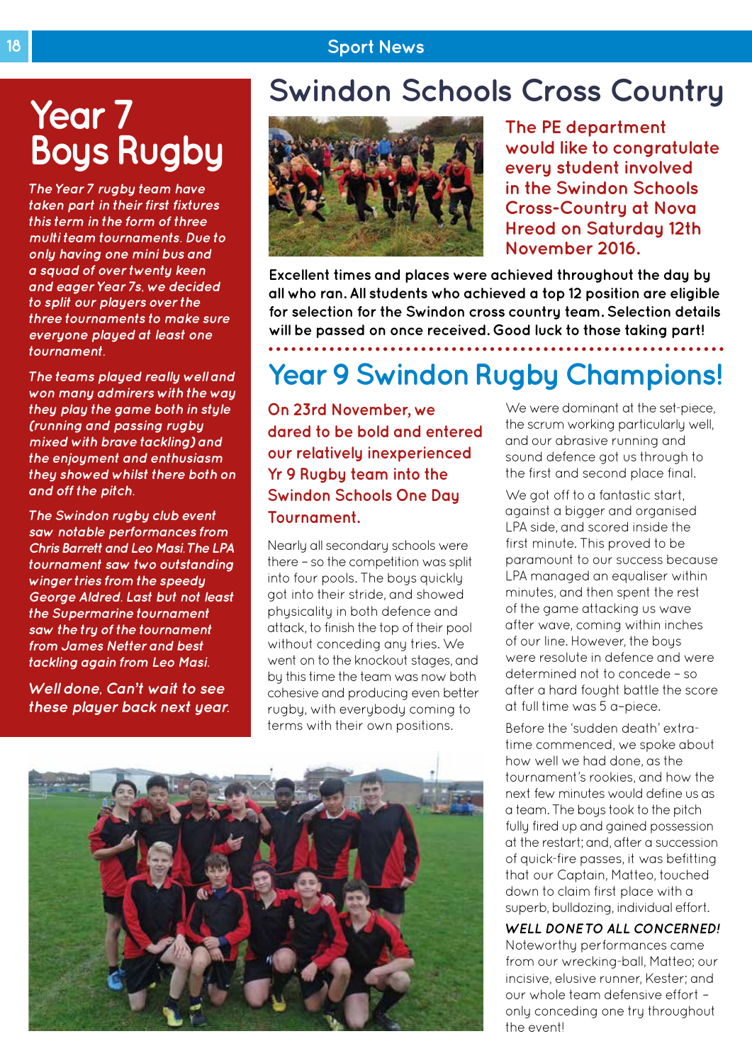# Year 7 Boys Rugby

*The Year 7 rugby team have taken part in their first fixtures this term in the form of three multi team tournaments. Due to only having one mini bus and a squad of over twenty keen and eager Year 7s, we decided to split our players over the three tournaments to make sure everyone played at least one tournament.*

*The teams played really well and won many admirers with the way they play the game both in style (running and passing rugby mixed with brave tackling) and the enjoyment and enthusiasm they showed whilst there both on and off the pitch.*

*The Swindon rugby club event saw notable performances from Chris Barrett and Leo Masi. The LPA tournament saw two outstanding winger tries from the speedy George Aldred. Last but not least the Supermarine tournament saw the try of the tournament from James Netter and best tackling again from Leo Masi.*

***Well done. Can't wait to see these player back next year.***

# Swindon Schools Cross Country

**The PE department would like to congratulate every student involved in the Swindon Schools Cross-Country at Nova Hreod on Saturday 12th November 2016.**

**Excellent times and places were achieved throughout the day by all who ran. All students who achieved a top 12 position are eligible for selection for the Swindon cross country team. Selection details will be passed on once received. Good luck to those taking part!**

# Year 9 Swindon Rugby Champions!

**On 23rd November, we dared to be bold and entered our relatively inexperienced Yr 9 Rugby team into the Swindon Schools One Day Tournament.**

Nearly all secondary schools were there – so the competition was split into four pools. The boys quickly got into their stride, and showed physicality in both defence and attack, to finish the top of their pool without conceding any tries. We went on to the knockout stages, and by this time the team was now both cohesive and producing even better rugby, with everybody coming to terms with their own positions.

We were dominant at the set-piece, the scrum working particularly well, and our abrasive running and sound defence got us through to the first and second place final.

We got off to a fantastic start, against a bigger and organised LPA side, and scored inside the first minute. This proved to be paramount to our success because LPA managed an equaliser within minutes, and then spent the rest of the game attacking us wave after wave, coming within inches of our line. However, the boys were resolute in defence and were determined not to concede – so after a hard fought battle the score at full time was 5 a-piece.

Before the 'sudden death' extra-time commenced, we spoke about how well we had done, as the tournament's rookies, and how the next few minutes would define us as a team. The boys took to the pitch fully fired up and gained possession at the restart; and, after a succession of quick-fire passes, it was befitting that our Captain, Matteo, touched down to claim first place with a superb, bulldozing, individual effort.

***WELL DONE TO ALL CONCERNED!***

Noteworthy performances came from our wrecking-ball, Matteo; our incisive, elusive runner, Kester; and our whole team defensive effort – only conceding one try throughout the event!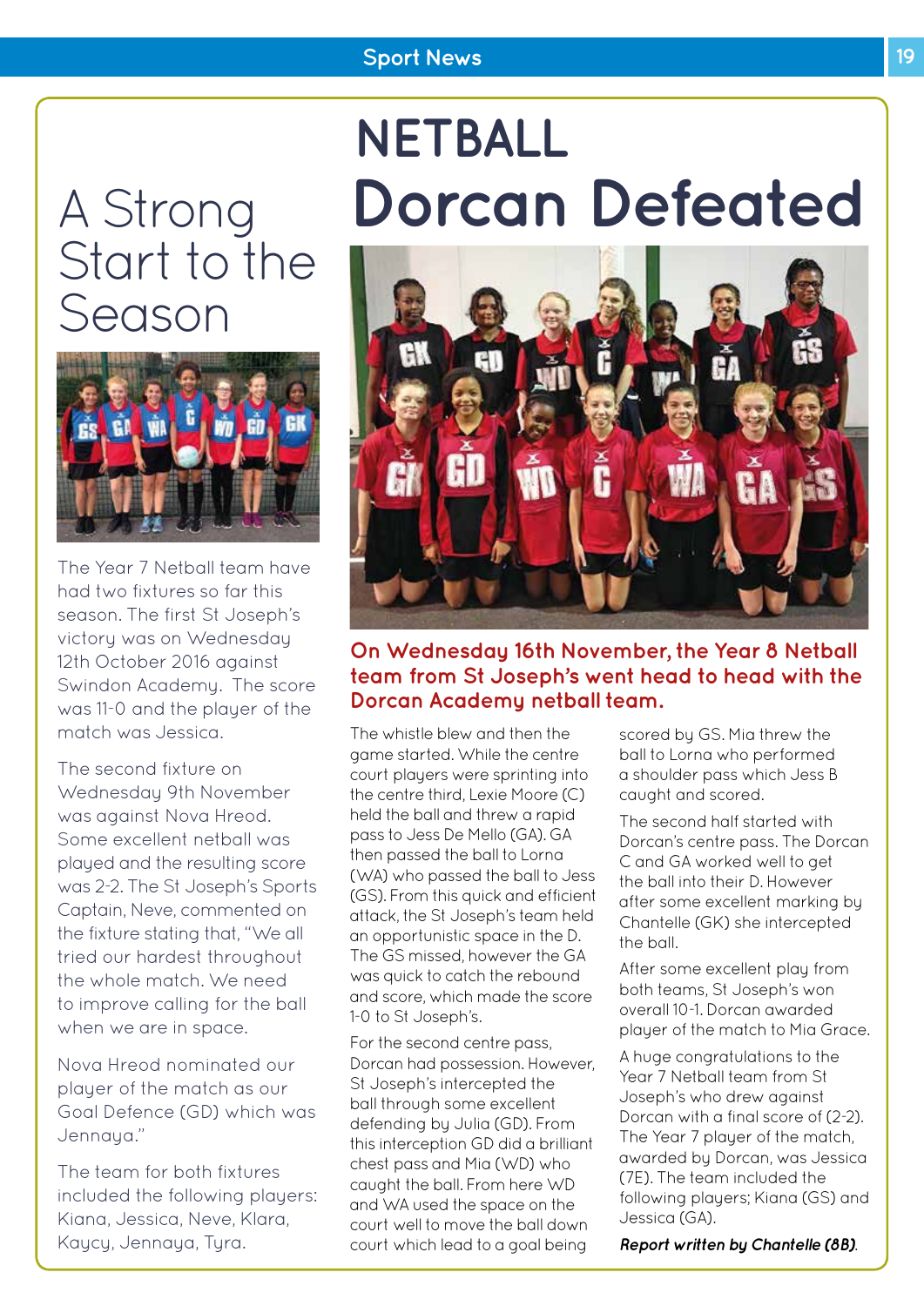# A Strong Start to the Season

The Year 7 Netball team have had two fixtures so far this season. The first St Joseph's victory was on Wednesday 12th October 2016 against Swindon Academy. The score was 11-0 and the player of the match was Jessica.

The second fixture on Wednesday 9th November was against Nova Hreod. Some excellent netball was played and the resulting score was 2-2. The St Joseph's Sports Captain, Neve, commented on the fixture stating that, "We all tried our hardest throughout the whole match. We need to improve calling for the ball when we are in space.

Nova Hreod nominated our player of the match as our Goal Defence (GD) which was Jennaya."

The team for both fixtures included the following players: Kiana, Jessica, Neve, Klara, Kaycy, Jennaya, Tyra.

# NETBALL
# Dorcan Defeated

**On Wednesday 16th November, the Year 8 Netball team from St Joseph's went head to head with the Dorcan Academy netball team.**

The whistle blew and then the game started. While the centre court players were sprinting into the centre third, Lexie Moore (C) held the ball and threw a rapid pass to Jess De Mello (GA). GA then passed the ball to Lorna (WA) who passed the ball to Jess (GS). From this quick and efficient attack, the St Joseph's team held an opportunistic space in the D. The GS missed, however the GA was quick to catch the rebound and score, which made the score 1-0 to St Joseph's.

For the second centre pass, Dorcan had possession. However, St Joseph's intercepted the ball through some excellent defending by Julia (GD). From this interception GD did a brilliant chest pass and Mia (WD) who caught the ball. From here WD and WA used the space on the court well to move the ball down court which lead to a goal being scored by GS. Mia threw the ball to Lorna who performed a shoulder pass which Jess B caught and scored.

The second half started with Dorcan's centre pass. The Dorcan C and GA worked well to get the ball into their D. However after some excellent marking by Chantelle (GK) she intercepted the ball.

After some excellent play from both teams, St Joseph's won overall 10-1. Dorcan awarded player of the match to Mia Grace.

A huge congratulations to the Year 7 Netball team from St Joseph's who drew against Dorcan with a final score of (2-2). The Year 7 player of the match, awarded by Dorcan, was Jessica (7E). The team included the following players; Kiana (GS) and Jessica (GA).

***Report written by Chantelle (8B)***.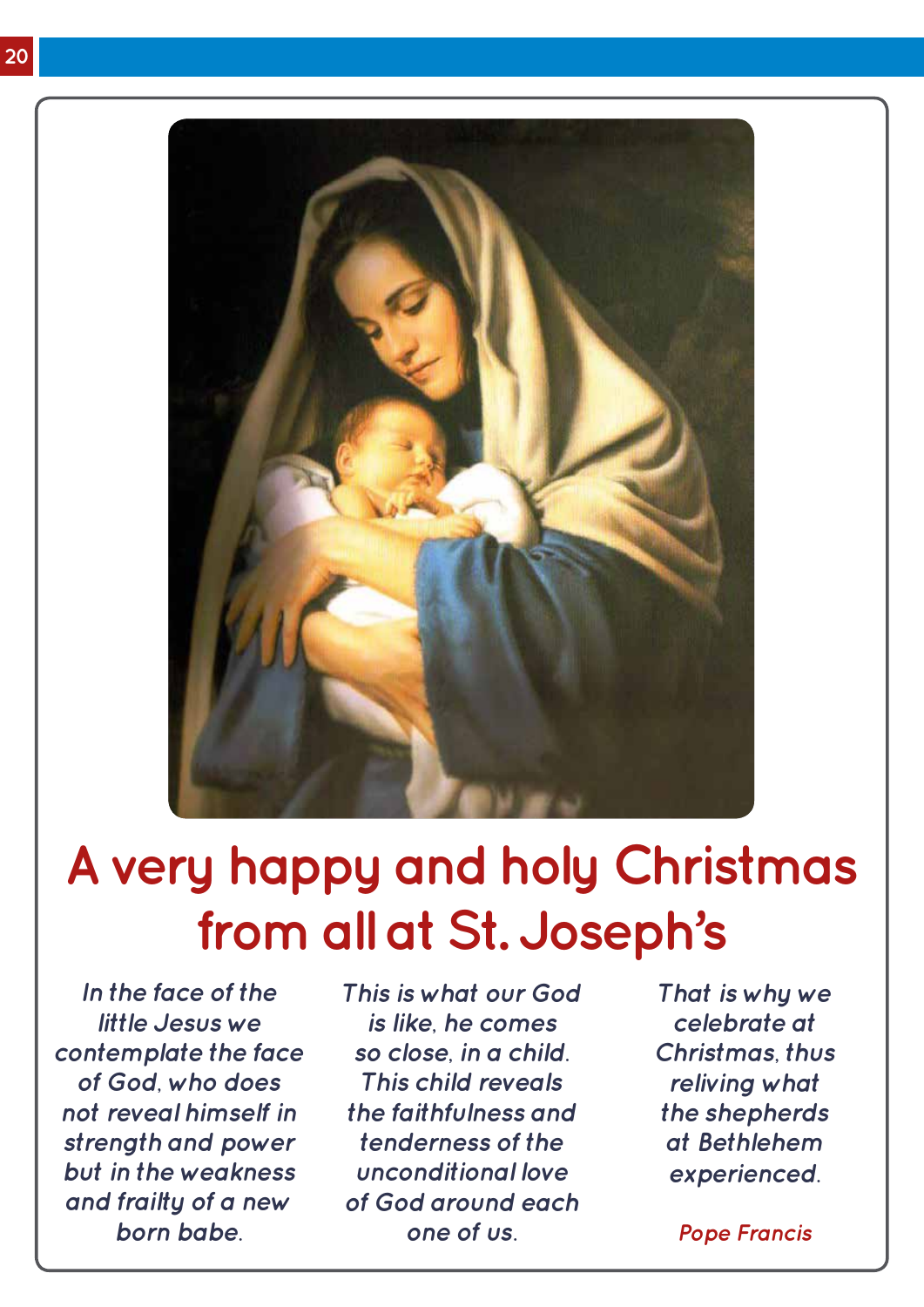# A very happy and holy Christmas from all at St. Joseph's

*In the face of the little Jesus we contemplate the face of God, who does not reveal himself in strength and power but in the weakness and frailty of a new born babe.*

*This is what our God is like, he comes so close, in a child. This child reveals the faithfulness and tenderness of the unconditional love of God around each one of us.*

*That is why we celebrate at Christmas, thus reliving what the shepherds at Bethlehem experienced.*

*Pope Francis*